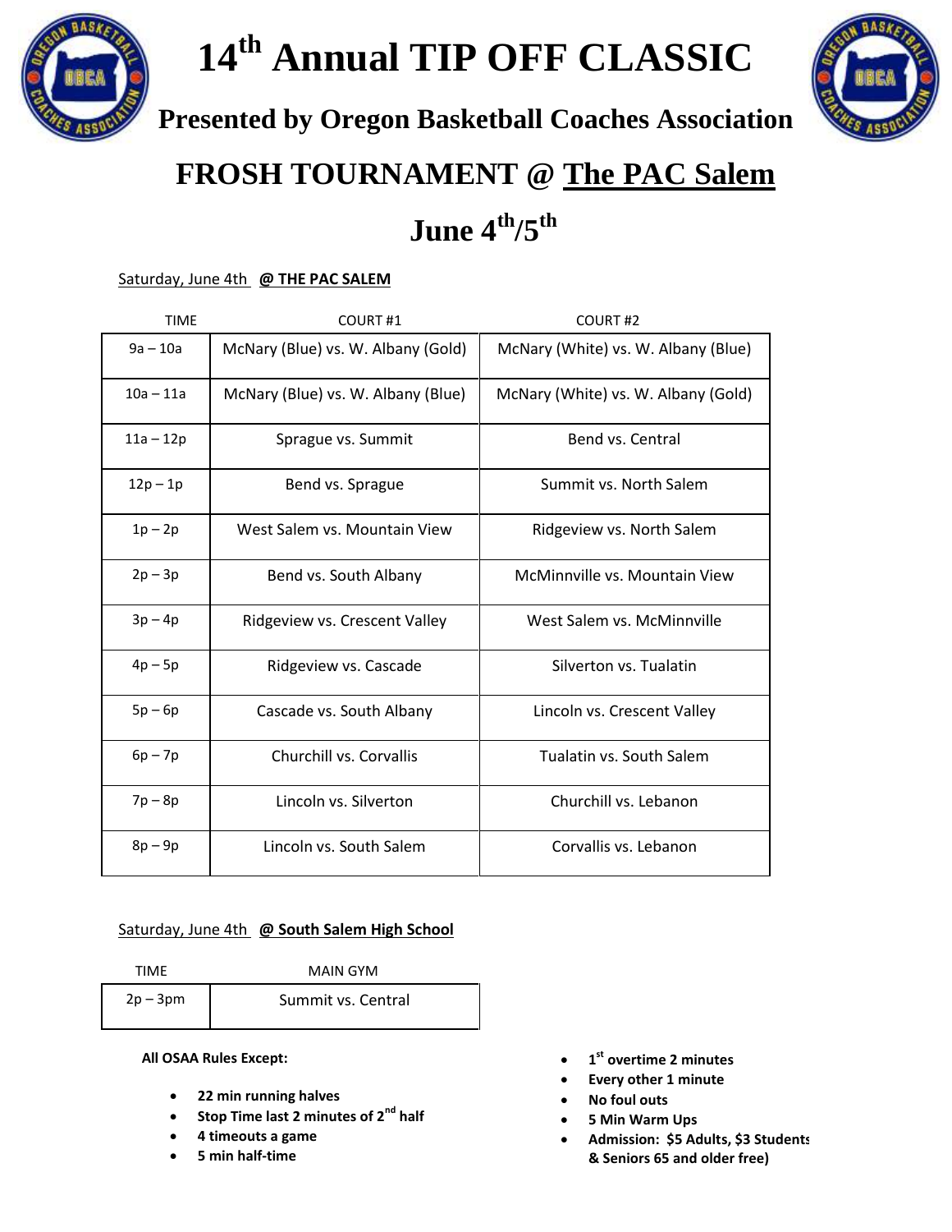# 14th Annual TIP OFF CLASSIC

## Presented by Oregon Basketball Coaches Association

## FROSH TOURNAMENT @ The PAC Salem

## June 4th/5th

Saturday, June 4th **@ THE PAC SALEM**

| TIME | COURT #1 | COURT #2 |
|---|---|---|
| 9a – 10a | McNary (Blue) vs. W. Albany (Gold) | McNary (White) vs. W. Albany (Blue) |
| 10a – 11a | McNary (Blue) vs. W. Albany (Blue) | McNary (White) vs. W. Albany (Gold) |
| 11a – 12p | Sprague vs. Summit | Bend vs. Central |
| 12p – 1p | Bend vs. Sprague | Summit vs. North Salem |
| 1p – 2p | West Salem vs. Mountain View | Ridgeview vs. North Salem |
| 2p – 3p | Bend vs. South Albany | McMinnville vs. Mountain View |
| 3p – 4p | Ridgeview vs. Crescent Valley | West Salem vs. McMinnville |
| 4p – 5p | Ridgeview vs. Cascade | Silverton vs. Tualatin |
| 5p – 6p | Cascade vs. South Albany | Lincoln vs. Crescent Valley |
| 6p – 7p | Churchill vs. Corvallis | Tualatin vs. South Salem |
| 7p – 8p | Lincoln vs. Silverton | Churchill vs. Lebanon |
| 8p – 9p | Lincoln vs. South Salem | Corvallis vs. Lebanon |

Saturday, June 4th **@ South Salem High School**

| TIME | MAIN GYM |
|---|---|
| 2p – 3pm | Summit vs. Central |

**All OSAA Rules Except:**

- **22 min running halves**
- **Stop Time last 2 minutes of 2nd half**
- **4 timeouts a game**
- **5 min half-time**
- **1st overtime 2 minutes**
- **Every other 1 minute**
- **No foul outs**
- **5 Min Warm Ups**
- **Admission: $5 Adults, $3 Students & Seniors 65 and older free)**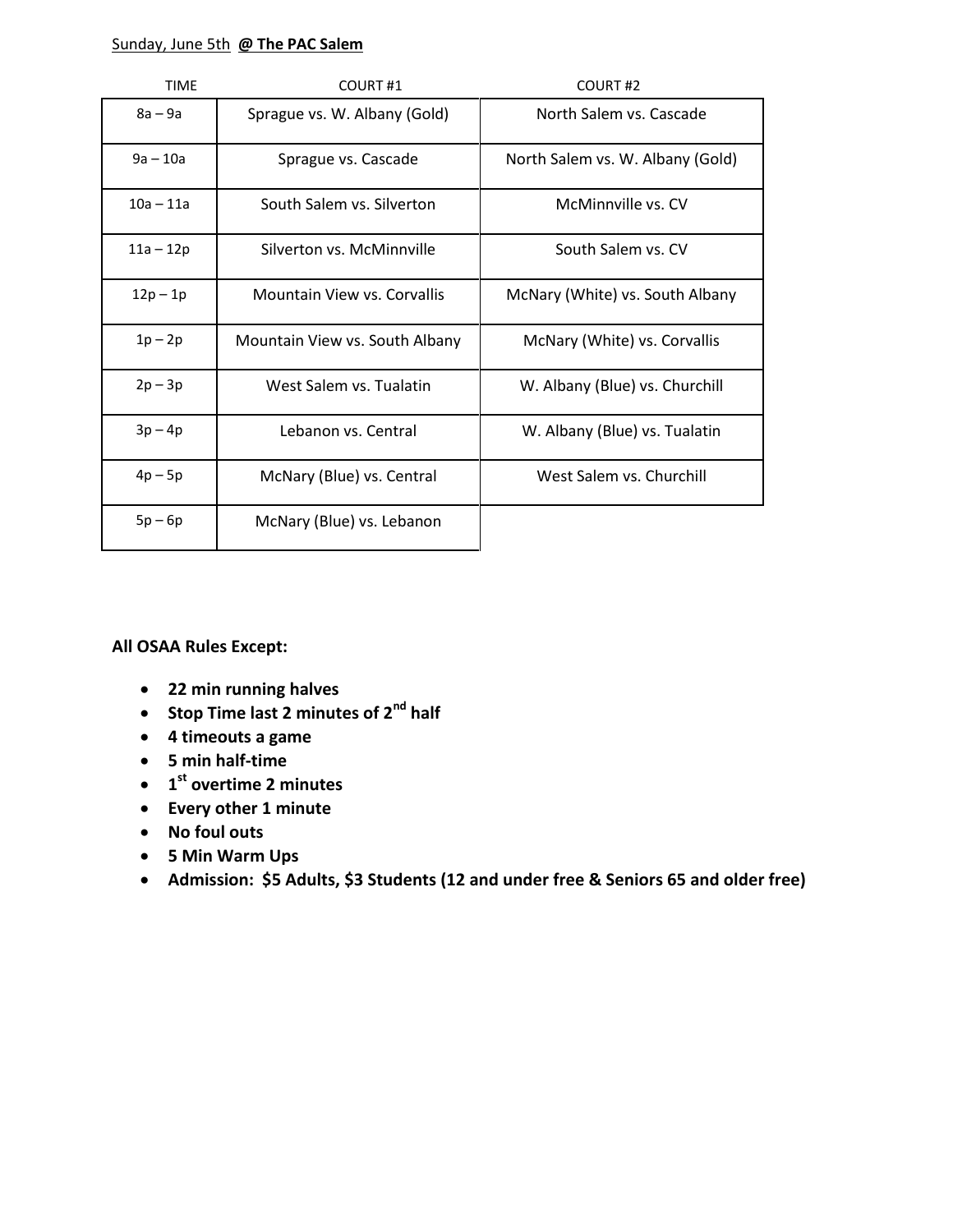Sunday, June 5th **@ The PAC Salem**

| TIME | COURT #1 | COURT #2 |
|---|---|---|
| 8a – 9a | Sprague vs. W. Albany (Gold) | North Salem vs. Cascade |
| 9a – 10a | Sprague vs. Cascade | North Salem vs. W. Albany (Gold) |
| 10a – 11a | South Salem vs. Silverton | McMinnville vs. CV |
| 11a – 12p | Silverton vs. McMinnville | South Salem vs. CV |
| 12p – 1p | Mountain View vs. Corvallis | McNary (White) vs. South Albany |
| 1p – 2p | Mountain View vs. South Albany | McNary (White) vs. Corvallis |
| 2p – 3p | West Salem vs. Tualatin | W. Albany (Blue) vs. Churchill |
| 3p – 4p | Lebanon vs. Central | W. Albany (Blue) vs. Tualatin |
| 4p – 5p | McNary (Blue) vs. Central | West Salem vs. Churchill |
| 5p – 6p | McNary (Blue) vs. Lebanon | |

**All OSAA Rules Except:**

- **22 min running halves**
- **Stop Time last 2 minutes of 2nd half**
- **4 timeouts a game**
- **5 min half-time**
- **1st overtime 2 minutes**
- **Every other 1 minute**
- **No foul outs**
- **5 Min Warm Ups**
- **Admission: $5 Adults, $3 Students (12 and under free & Seniors 65 and older free)**